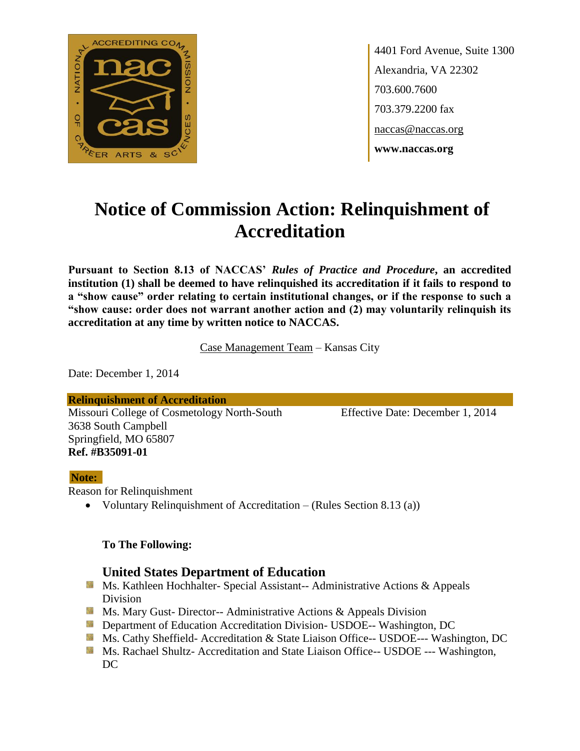4401 Ford Avenue, Suite 1300
Alexandria, VA 22302
703.600.7600
703.379.2200 fax
naccas@naccas.org
**www.naccas.org**

# Notice of Commission Action: Relinquishment of Accreditation

**Pursuant to Section 8.13 of NACCAS' *Rules of Practice and Procedure*, an accredited institution (1) shall be deemed to have relinquished its accreditation if it fails to respond to a "show cause" order relating to certain institutional changes, or if the response to such a "show cause: order does not warrant another action and (2) may voluntarily relinquish its accreditation at any time by written notice to NACCAS.**

Case Management Team – Kansas City

Date: December 1, 2014

**Relinquishment of Accreditation**

Missouri College of Cosmetology North-South
3638 South Campbell
Springfield, MO 65807
**Ref. #B35091-01**

Effective Date: December 1, 2014

**Note:**

Reason for Relinquishment

- Voluntary Relinquishment of Accreditation – (Rules Section 8.13 (a))

**To The Following:**

### United States Department of Education

- Ms. Kathleen Hochhalter- Special Assistant-- Administrative Actions & Appeals Division
- Ms. Mary Gust- Director-- Administrative Actions & Appeals Division
- Department of Education Accreditation Division- USDOE-- Washington, DC
- Ms. Cathy Sheffield- Accreditation & State Liaison Office-- USDOE--- Washington, DC
- Ms. Rachael Shultz- Accreditation and State Liaison Office-- USDOE --- Washington, DC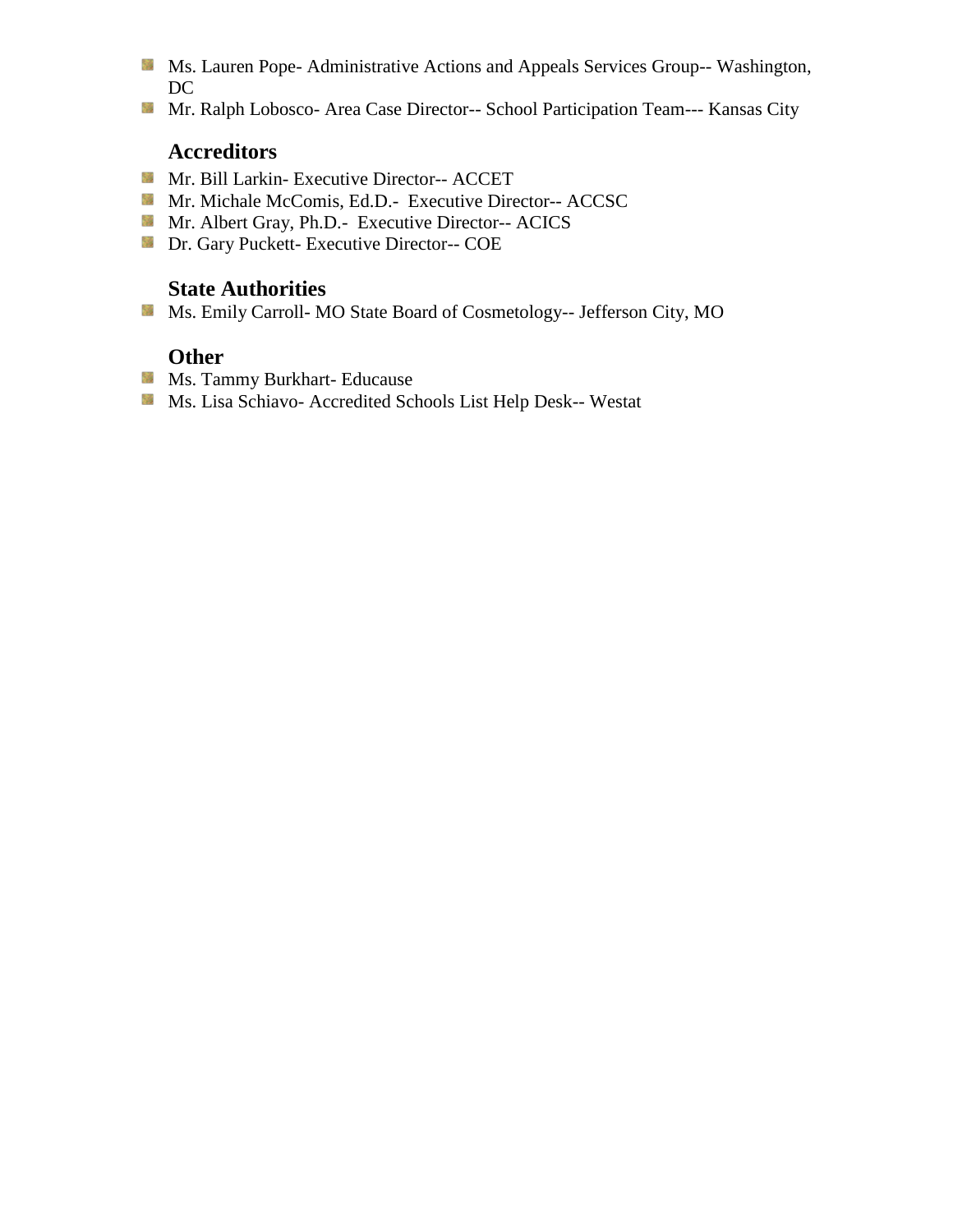- Ms. Lauren Pope- Administrative Actions and Appeals Services Group-- Washington, DC
- Mr. Ralph Lobosco- Area Case Director-- School Participation Team--- Kansas City

### Accreditors

- Mr. Bill Larkin- Executive Director-- ACCET
- Mr. Michale McComis, Ed.D.- Executive Director-- ACCSC
- Mr. Albert Gray, Ph.D.- Executive Director-- ACICS
- Dr. Gary Puckett- Executive Director-- COE

### State Authorities

- Ms. Emily Carroll- MO State Board of Cosmetology-- Jefferson City, MO

### Other

- Ms. Tammy Burkhart- Educause
- Ms. Lisa Schiavo- Accredited Schools List Help Desk-- Westat